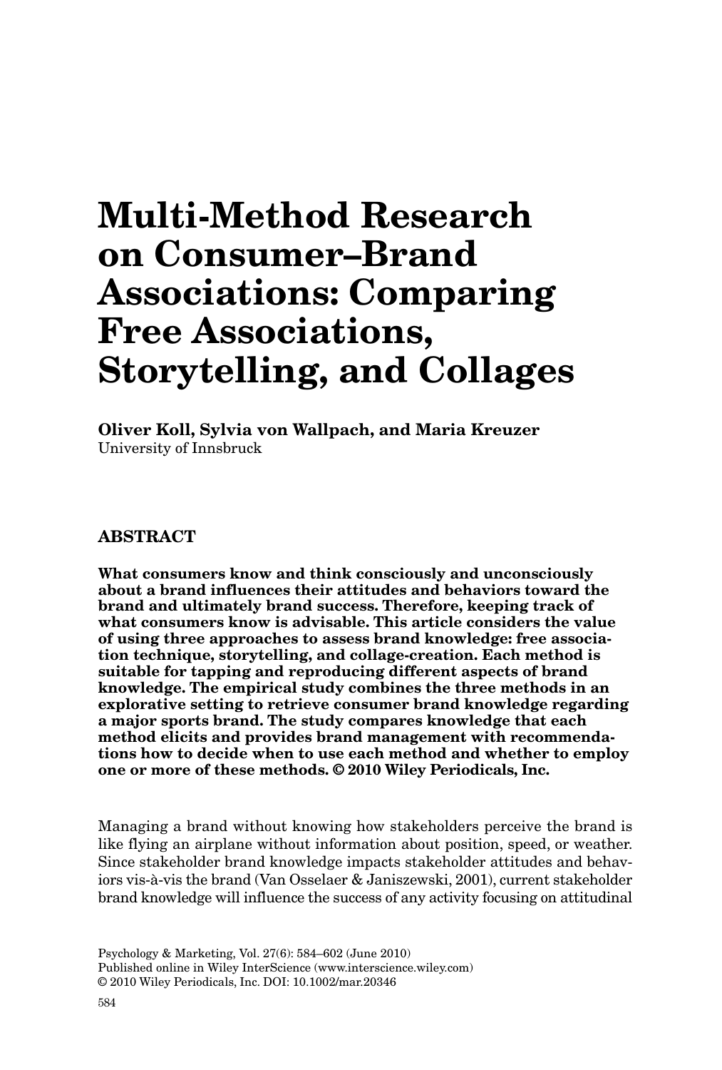# Multi-Method Research on Consumer–Brand Associations: Comparing Free Associations, Storytelling, and Collages

**Oliver Koll, Sylvia von Wallpach, and Maria Kreuzer**
University of Innsbruck

## ABSTRACT

**What consumers know and think consciously and unconsciously about a brand influences their attitudes and behaviors toward the brand and ultimately brand success. Therefore, keeping track of what consumers know is advisable. This article considers the value of using three approaches to assess brand knowledge: free association technique, storytelling, and collage-creation. Each method is suitable for tapping and reproducing different aspects of brand knowledge. The empirical study combines the three methods in an explorative setting to retrieve consumer brand knowledge regarding a major sports brand. The study compares knowledge that each method elicits and provides brand management with recommendations how to decide when to use each method and whether to employ one or more of these methods. © 2010 Wiley Periodicals, Inc.**

Managing a brand without knowing how stakeholders perceive the brand is like flying an airplane without information about position, speed, or weather. Since stakeholder brand knowledge impacts stakeholder attitudes and behaviors vis-à-vis the brand (Van Osselaer & Janiszewski, 2001), current stakeholder brand knowledge will influence the success of any activity focusing on attitudinal

Psychology & Marketing, Vol. 27(6): 584–602 (June 2010)
Published online in Wiley InterScience (www.interscience.wiley.com)
© 2010 Wiley Periodicals, Inc. DOI: 10.1002/mar.20346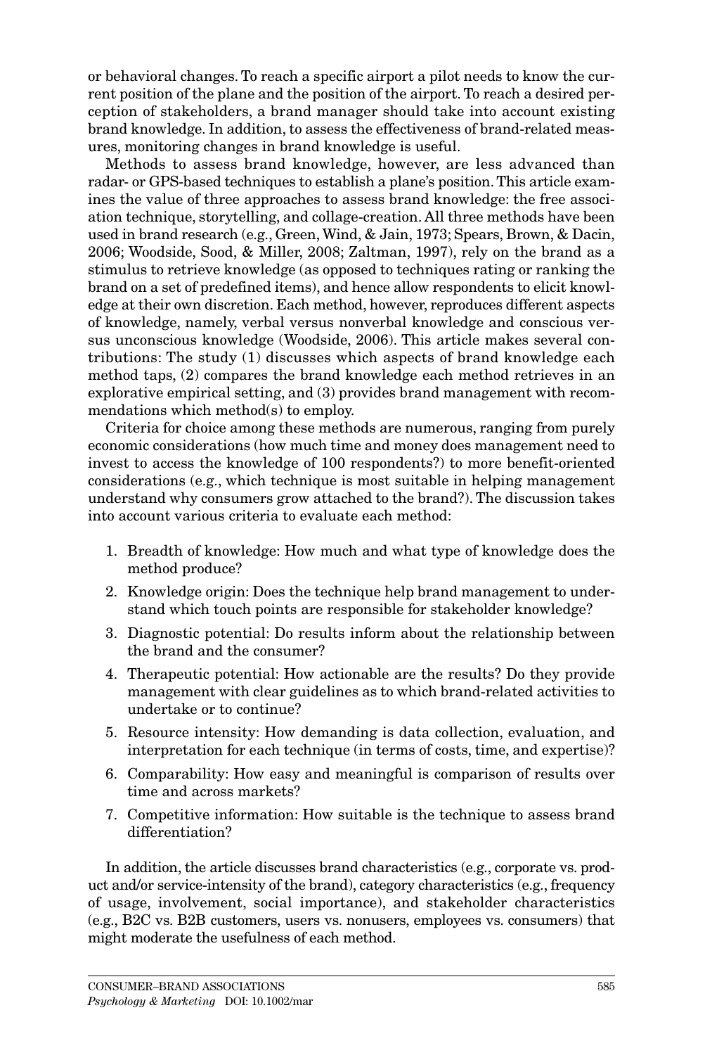or behavioral changes. To reach a specific airport a pilot needs to know the current position of the plane and the position of the airport. To reach a desired perception of stakeholders, a brand manager should take into account existing brand knowledge. In addition, to assess the effectiveness of brand-related measures, monitoring changes in brand knowledge is useful.

Methods to assess brand knowledge, however, are less advanced than radar- or GPS-based techniques to establish a plane's position. This article examines the value of three approaches to assess brand knowledge: the free association technique, storytelling, and collage-creation. All three methods have been used in brand research (e.g., Green, Wind, & Jain, 1973; Spears, Brown, & Dacin, 2006; Woodside, Sood, & Miller, 2008; Zaltman, 1997), rely on the brand as a stimulus to retrieve knowledge (as opposed to techniques rating or ranking the brand on a set of predefined items), and hence allow respondents to elicit knowledge at their own discretion. Each method, however, reproduces different aspects of knowledge, namely, verbal versus nonverbal knowledge and conscious versus unconscious knowledge (Woodside, 2006). This article makes several contributions: The study (1) discusses which aspects of brand knowledge each method taps, (2) compares the brand knowledge each method retrieves in an explorative empirical setting, and (3) provides brand management with recommendations which method(s) to employ.

Criteria for choice among these methods are numerous, ranging from purely economic considerations (how much time and money does management need to invest to access the knowledge of 100 respondents?) to more benefit-oriented considerations (e.g., which technique is most suitable in helping management understand why consumers grow attached to the brand?). The discussion takes into account various criteria to evaluate each method:

1. Breadth of knowledge: How much and what type of knowledge does the method produce?
2. Knowledge origin: Does the technique help brand management to understand which touch points are responsible for stakeholder knowledge?
3. Diagnostic potential: Do results inform about the relationship between the brand and the consumer?
4. Therapeutic potential: How actionable are the results? Do they provide management with clear guidelines as to which brand-related activities to undertake or to continue?
5. Resource intensity: How demanding is data collection, evaluation, and interpretation for each technique (in terms of costs, time, and expertise)?
6. Comparability: How easy and meaningful is comparison of results over time and across markets?
7. Competitive information: How suitable is the technique to assess brand differentiation?

In addition, the article discusses brand characteristics (e.g., corporate vs. product and/or service-intensity of the brand), category characteristics (e.g., frequency of usage, involvement, social importance), and stakeholder characteristics (e.g., B2C vs. B2B customers, users vs. nonusers, employees vs. consumers) that might moderate the usefulness of each method.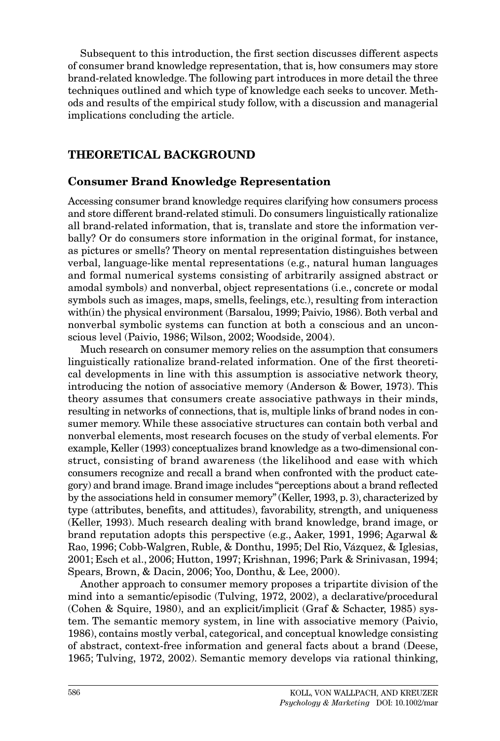Subsequent to this introduction, the first section discusses different aspects of consumer brand knowledge representation, that is, how consumers may store brand-related knowledge. The following part introduces in more detail the three techniques outlined and which type of knowledge each seeks to uncover. Methods and results of the empirical study follow, with a discussion and managerial implications concluding the article.

## THEORETICAL BACKGROUND

### Consumer Brand Knowledge Representation

Accessing consumer brand knowledge requires clarifying how consumers process and store different brand-related stimuli. Do consumers linguistically rationalize all brand-related information, that is, translate and store the information verbally? Or do consumers store information in the original format, for instance, as pictures or smells? Theory on mental representation distinguishes between verbal, language-like mental representations (e.g., natural human languages and formal numerical systems consisting of arbitrarily assigned abstract or amodal symbols) and nonverbal, object representations (i.e., concrete or modal symbols such as images, maps, smells, feelings, etc.), resulting from interaction with(in) the physical environment (Barsalou, 1999; Paivio, 1986). Both verbal and nonverbal symbolic systems can function at both a conscious and an unconscious level (Paivio, 1986; Wilson, 2002; Woodside, 2004).

Much research on consumer memory relies on the assumption that consumers linguistically rationalize brand-related information. One of the first theoretical developments in line with this assumption is associative network theory, introducing the notion of associative memory (Anderson & Bower, 1973). This theory assumes that consumers create associative pathways in their minds, resulting in networks of connections, that is, multiple links of brand nodes in consumer memory. While these associative structures can contain both verbal and nonverbal elements, most research focuses on the study of verbal elements. For example, Keller (1993) conceptualizes brand knowledge as a two-dimensional construct, consisting of brand awareness (the likelihood and ease with which consumers recognize and recall a brand when confronted with the product category) and brand image. Brand image includes "perceptions about a brand reflected by the associations held in consumer memory" (Keller, 1993, p. 3), characterized by type (attributes, benefits, and attitudes), favorability, strength, and uniqueness (Keller, 1993). Much research dealing with brand knowledge, brand image, or brand reputation adopts this perspective (e.g., Aaker, 1991, 1996; Agarwal & Rao, 1996; Cobb-Walgren, Ruble, & Donthu, 1995; Del Rio, Vázquez, & Iglesias, 2001; Esch et al., 2006; Hutton, 1997; Krishnan, 1996; Park & Srinivasan, 1994; Spears, Brown, & Dacin, 2006; Yoo, Donthu, & Lee, 2000).

Another approach to consumer memory proposes a tripartite division of the mind into a semantic/episodic (Tulving, 1972, 2002), a declarative/procedural (Cohen & Squire, 1980), and an explicit/implicit (Graf & Schacter, 1985) system. The semantic memory system, in line with associative memory (Paivio, 1986), contains mostly verbal, categorical, and conceptual knowledge consisting of abstract, context-free information and general facts about a brand (Deese, 1965; Tulving, 1972, 2002). Semantic memory develops via rational thinking,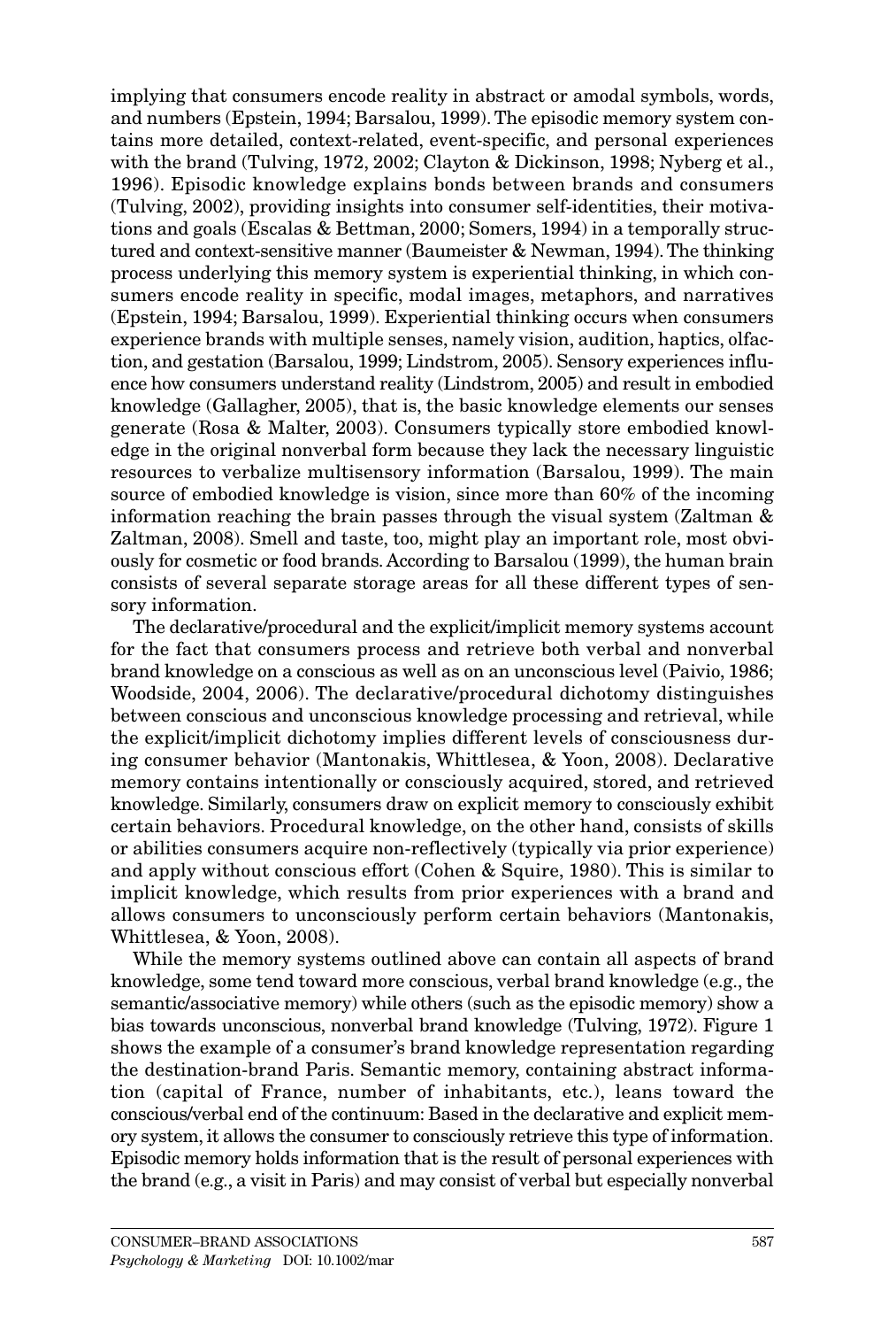implying that consumers encode reality in abstract or amodal symbols, words, and numbers (Epstein, 1994; Barsalou, 1999). The episodic memory system contains more detailed, context-related, event-specific, and personal experiences with the brand (Tulving, 1972, 2002; Clayton & Dickinson, 1998; Nyberg et al., 1996). Episodic knowledge explains bonds between brands and consumers (Tulving, 2002), providing insights into consumer self-identities, their motivations and goals (Escalas & Bettman, 2000; Somers, 1994) in a temporally structured and context-sensitive manner (Baumeister & Newman, 1994). The thinking process underlying this memory system is experiential thinking, in which consumers encode reality in specific, modal images, metaphors, and narratives (Epstein, 1994; Barsalou, 1999). Experiential thinking occurs when consumers experience brands with multiple senses, namely vision, audition, haptics, olfaction, and gestation (Barsalou, 1999; Lindstrom, 2005). Sensory experiences influence how consumers understand reality (Lindstrom, 2005) and result in embodied knowledge (Gallagher, 2005), that is, the basic knowledge elements our senses generate (Rosa & Malter, 2003). Consumers typically store embodied knowledge in the original nonverbal form because they lack the necessary linguistic resources to verbalize multisensory information (Barsalou, 1999). The main source of embodied knowledge is vision, since more than 60% of the incoming information reaching the brain passes through the visual system (Zaltman & Zaltman, 2008). Smell and taste, too, might play an important role, most obviously for cosmetic or food brands. According to Barsalou (1999), the human brain consists of several separate storage areas for all these different types of sensory information.

The declarative/procedural and the explicit/implicit memory systems account for the fact that consumers process and retrieve both verbal and nonverbal brand knowledge on a conscious as well as on an unconscious level (Paivio, 1986; Woodside, 2004, 2006). The declarative/procedural dichotomy distinguishes between conscious and unconscious knowledge processing and retrieval, while the explicit/implicit dichotomy implies different levels of consciousness during consumer behavior (Mantonakis, Whittlesea, & Yoon, 2008). Declarative memory contains intentionally or consciously acquired, stored, and retrieved knowledge. Similarly, consumers draw on explicit memory to consciously exhibit certain behaviors. Procedural knowledge, on the other hand, consists of skills or abilities consumers acquire non-reflectively (typically via prior experience) and apply without conscious effort (Cohen & Squire, 1980). This is similar to implicit knowledge, which results from prior experiences with a brand and allows consumers to unconsciously perform certain behaviors (Mantonakis, Whittlesea, & Yoon, 2008).

While the memory systems outlined above can contain all aspects of brand knowledge, some tend toward more conscious, verbal brand knowledge (e.g., the semantic/associative memory) while others (such as the episodic memory) show a bias towards unconscious, nonverbal brand knowledge (Tulving, 1972). Figure 1 shows the example of a consumer's brand knowledge representation regarding the destination-brand Paris. Semantic memory, containing abstract information (capital of France, number of inhabitants, etc.), leans toward the conscious/verbal end of the continuum: Based in the declarative and explicit memory system, it allows the consumer to consciously retrieve this type of information. Episodic memory holds information that is the result of personal experiences with the brand (e.g., a visit in Paris) and may consist of verbal but especially nonverbal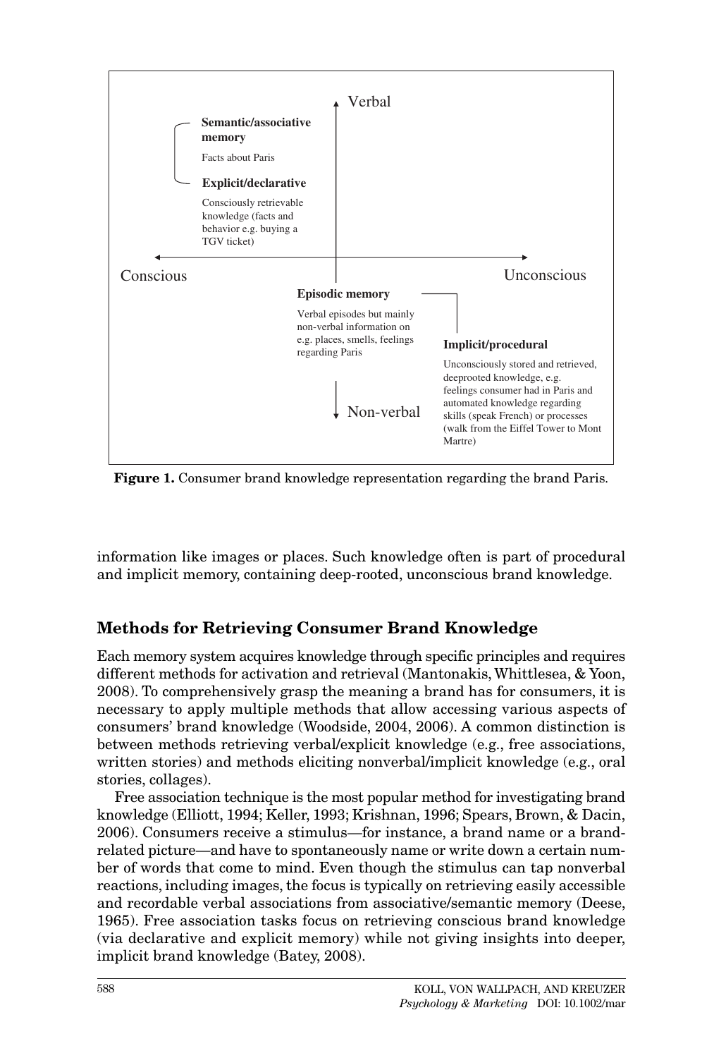Verbal

**Semantic/associative memory**

Facts about Paris

**Explicit/declarative**

Consciously retrievable knowledge (facts and behavior e.g. buying a TGV ticket)

Conscious

Unconscious

**Episodic memory**

Verbal episodes but mainly non-verbal information on e.g. places, smells, feelings regarding Paris

**Implicit/procedural**

Unconsciously stored and retrieved, deeprooted knowledge, e.g. feelings consumer had in Paris and automated knowledge regarding skills (speak French) or processes (walk from the Eiffel Tower to Mont Martre)

Non-verbal

**Figure 1.** Consumer brand knowledge representation regarding the brand Paris.

information like images or places. Such knowledge often is part of procedural and implicit memory, containing deep-rooted, unconscious brand knowledge.

## Methods for Retrieving Consumer Brand Knowledge

Each memory system acquires knowledge through specific principles and requires different methods for activation and retrieval (Mantonakis, Whittlesea, & Yoon, 2008). To comprehensively grasp the meaning a brand has for consumers, it is necessary to apply multiple methods that allow accessing various aspects of consumers' brand knowledge (Woodside, 2004, 2006). A common distinction is between methods retrieving verbal/explicit knowledge (e.g., free associations, written stories) and methods eliciting nonverbal/implicit knowledge (e.g., oral stories, collages).

Free association technique is the most popular method for investigating brand knowledge (Elliott, 1994; Keller, 1993; Krishnan, 1996; Spears, Brown, & Dacin, 2006). Consumers receive a stimulus—for instance, a brand name or a brand-related picture—and have to spontaneously name or write down a certain number of words that come to mind. Even though the stimulus can tap nonverbal reactions, including images, the focus is typically on retrieving easily accessible and recordable verbal associations from associative/semantic memory (Deese, 1965). Free association tasks focus on retrieving conscious brand knowledge (via declarative and explicit memory) while not giving insights into deeper, implicit brand knowledge (Batey, 2008).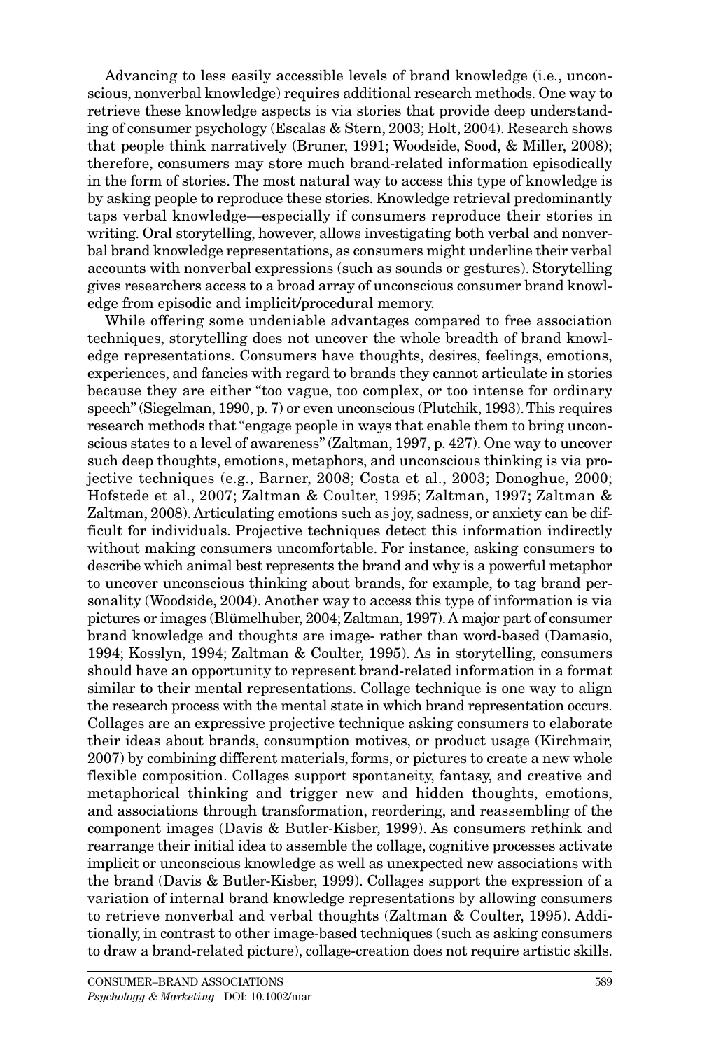Advancing to less easily accessible levels of brand knowledge (i.e., unconscious, nonverbal knowledge) requires additional research methods. One way to retrieve these knowledge aspects is via stories that provide deep understanding of consumer psychology (Escalas & Stern, 2003; Holt, 2004). Research shows that people think narratively (Bruner, 1991; Woodside, Sood, & Miller, 2008); therefore, consumers may store much brand-related information episodically in the form of stories. The most natural way to access this type of knowledge is by asking people to reproduce these stories. Knowledge retrieval predominantly taps verbal knowledge—especially if consumers reproduce their stories in writing. Oral storytelling, however, allows investigating both verbal and nonverbal brand knowledge representations, as consumers might underline their verbal accounts with nonverbal expressions (such as sounds or gestures). Storytelling gives researchers access to a broad array of unconscious consumer brand knowledge from episodic and implicit/procedural memory.

While offering some undeniable advantages compared to free association techniques, storytelling does not uncover the whole breadth of brand knowledge representations. Consumers have thoughts, desires, feelings, emotions, experiences, and fancies with regard to brands they cannot articulate in stories because they are either "too vague, too complex, or too intense for ordinary speech" (Siegelman, 1990, p. 7) or even unconscious (Plutchik, 1993). This requires research methods that "engage people in ways that enable them to bring unconscious states to a level of awareness" (Zaltman, 1997, p. 427). One way to uncover such deep thoughts, emotions, metaphors, and unconscious thinking is via projective techniques (e.g., Barner, 2008; Costa et al., 2003; Donoghue, 2000; Hofstede et al., 2007; Zaltman & Coulter, 1995; Zaltman, 1997; Zaltman & Zaltman, 2008). Articulating emotions such as joy, sadness, or anxiety can be difficult for individuals. Projective techniques detect this information indirectly without making consumers uncomfortable. For instance, asking consumers to describe which animal best represents the brand and why is a powerful metaphor to uncover unconscious thinking about brands, for example, to tag brand personality (Woodside, 2004). Another way to access this type of information is via pictures or images (Blümelhuber, 2004; Zaltman, 1997). A major part of consumer brand knowledge and thoughts are image- rather than word-based (Damasio, 1994; Kosslyn, 1994; Zaltman & Coulter, 1995). As in storytelling, consumers should have an opportunity to represent brand-related information in a format similar to their mental representations. Collage technique is one way to align the research process with the mental state in which brand representation occurs. Collages are an expressive projective technique asking consumers to elaborate their ideas about brands, consumption motives, or product usage (Kirchmair, 2007) by combining different materials, forms, or pictures to create a new whole flexible composition. Collages support spontaneity, fantasy, and creative and metaphorical thinking and trigger new and hidden thoughts, emotions, and associations through transformation, reordering, and reassembling of the component images (Davis & Butler-Kisber, 1999). As consumers rethink and rearrange their initial idea to assemble the collage, cognitive processes activate implicit or unconscious knowledge as well as unexpected new associations with the brand (Davis & Butler-Kisber, 1999). Collages support the expression of a variation of internal brand knowledge representations by allowing consumers to retrieve nonverbal and verbal thoughts (Zaltman & Coulter, 1995). Additionally, in contrast to other image-based techniques (such as asking consumers to draw a brand-related picture), collage-creation does not require artistic skills.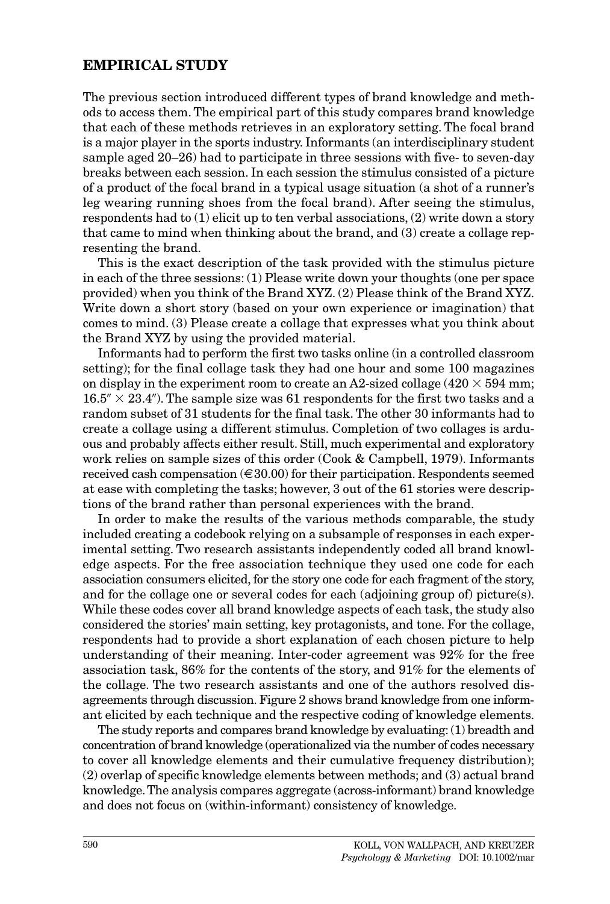## EMPIRICAL STUDY

The previous section introduced different types of brand knowledge and methods to access them. The empirical part of this study compares brand knowledge that each of these methods retrieves in an exploratory setting. The focal brand is a major player in the sports industry. Informants (an interdisciplinary student sample aged 20–26) had to participate in three sessions with five- to seven-day breaks between each session. In each session the stimulus consisted of a picture of a product of the focal brand in a typical usage situation (a shot of a runner's leg wearing running shoes from the focal brand). After seeing the stimulus, respondents had to (1) elicit up to ten verbal associations, (2) write down a story that came to mind when thinking about the brand, and (3) create a collage representing the brand.

This is the exact description of the task provided with the stimulus picture in each of the three sessions: (1) Please write down your thoughts (one per space provided) when you think of the Brand XYZ. (2) Please think of the Brand XYZ. Write down a short story (based on your own experience or imagination) that comes to mind. (3) Please create a collage that expresses what you think about the Brand XYZ by using the provided material.

Informants had to perform the first two tasks online (in a controlled classroom setting); for the final collage task they had one hour and some 100 magazines on display in the experiment room to create an A2-sized collage (420 × 594 mm; 16.5″ × 23.4″). The sample size was 61 respondents for the first two tasks and a random subset of 31 students for the final task. The other 30 informants had to create a collage using a different stimulus. Completion of two collages is arduous and probably affects either result. Still, much experimental and exploratory work relies on sample sizes of this order (Cook & Campbell, 1979). Informants received cash compensation (€30.00) for their participation. Respondents seemed at ease with completing the tasks; however, 3 out of the 61 stories were descriptions of the brand rather than personal experiences with the brand.

In order to make the results of the various methods comparable, the study included creating a codebook relying on a subsample of responses in each experimental setting. Two research assistants independently coded all brand knowledge aspects. For the free association technique they used one code for each association consumers elicited, for the story one code for each fragment of the story, and for the collage one or several codes for each (adjoining group of) picture(s). While these codes cover all brand knowledge aspects of each task, the study also considered the stories' main setting, key protagonists, and tone. For the collage, respondents had to provide a short explanation of each chosen picture to help understanding of their meaning. Inter-coder agreement was 92% for the free association task, 86% for the contents of the story, and 91% for the elements of the collage. The two research assistants and one of the authors resolved disagreements through discussion. Figure 2 shows brand knowledge from one informant elicited by each technique and the respective coding of knowledge elements.

The study reports and compares brand knowledge by evaluating: (1) breadth and concentration of brand knowledge (operationalized via the number of codes necessary to cover all knowledge elements and their cumulative frequency distribution); (2) overlap of specific knowledge elements between methods; and (3) actual brand knowledge. The analysis compares aggregate (across-informant) brand knowledge and does not focus on (within-informant) consistency of knowledge.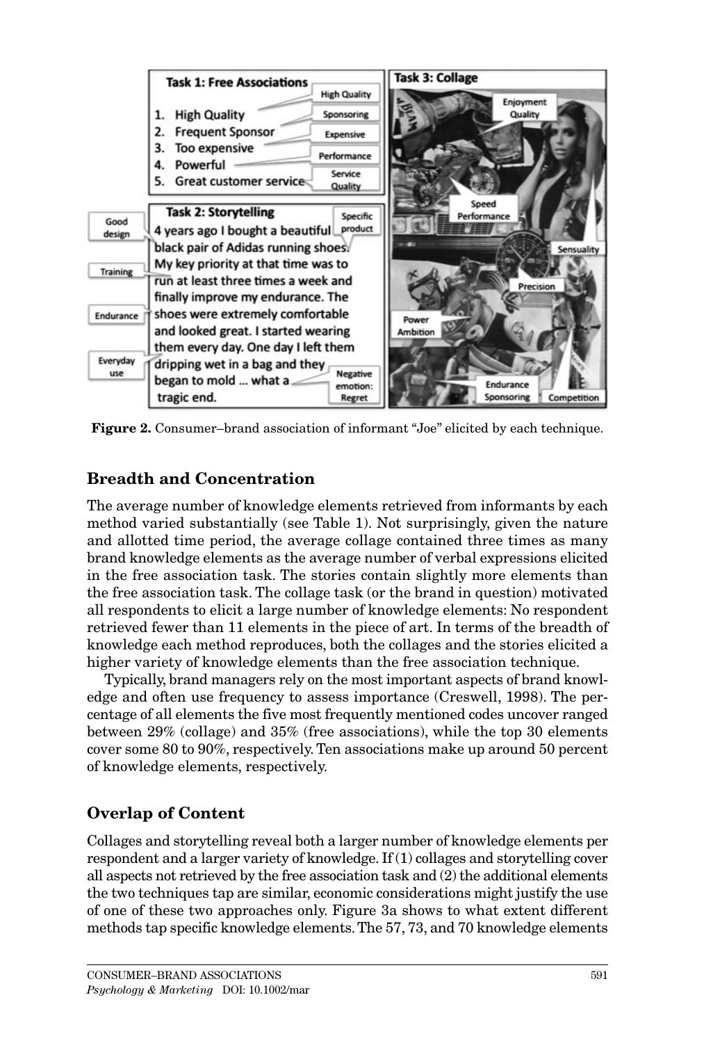Figure 2. Consumer–brand association of informant "Joe" elicited by each technique.

## Breadth and Concentration

The average number of knowledge elements retrieved from informants by each method varied substantially (see Table 1). Not surprisingly, given the nature and allotted time period, the average collage contained three times as many brand knowledge elements as the average number of verbal expressions elicited in the free association task. The stories contain slightly more elements than the free association task. The collage task (or the brand in question) motivated all respondents to elicit a large number of knowledge elements: No respondent retrieved fewer than 11 elements in the piece of art. In terms of the breadth of knowledge each method reproduces, both the collages and the stories elicited a higher variety of knowledge elements than the free association technique.

Typically, brand managers rely on the most important aspects of brand knowledge and often use frequency to assess importance (Creswell, 1998). The percentage of all elements the five most frequently mentioned codes uncover ranged between 29% (collage) and 35% (free associations), while the top 30 elements cover some 80 to 90%, respectively. Ten associations make up around 50 percent of knowledge elements, respectively.

## Overlap of Content

Collages and storytelling reveal both a larger number of knowledge elements per respondent and a larger variety of knowledge. If (1) collages and storytelling cover all aspects not retrieved by the free association task and (2) the additional elements the two techniques tap are similar, economic considerations might justify the use of one of these two approaches only. Figure 3a shows to what extent different methods tap specific knowledge elements. The 57, 73, and 70 knowledge elements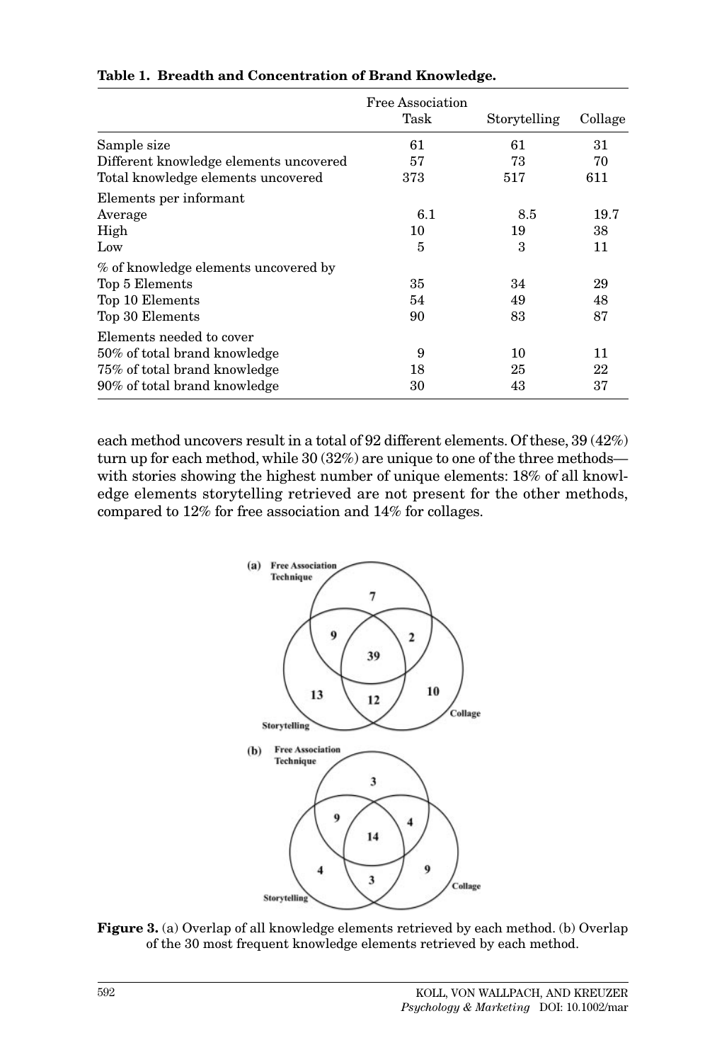**Table 1. Breadth and Concentration of Brand Knowledge.**

| | Free Association Task | Storytelling | Collage |
|---|---|---|---|
| Sample size | 61 | 61 | 31 |
| Different knowledge elements uncovered | 57 | 73 | 70 |
| Total knowledge elements uncovered | 373 | 517 | 611 |
| Elements per informant | | | |
| Average | 6.1 | 8.5 | 19.7 |
| High | 10 | 19 | 38 |
| Low | 5 | 3 | 11 |
| % of knowledge elements uncovered by | | | |
| Top 5 Elements | 35 | 34 | 29 |
| Top 10 Elements | 54 | 49 | 48 |
| Top 30 Elements | 90 | 83 | 87 |
| Elements needed to cover | | | |
| 50% of total brand knowledge | 9 | 10 | 11 |
| 75% of total brand knowledge | 18 | 25 | 22 |
| 90% of total brand knowledge | 30 | 43 | 37 |

each method uncovers result in a total of 92 different elements. Of these, 39 (42%) turn up for each method, while 30 (32%) are unique to one of the three methods—with stories showing the highest number of unique elements: 18% of all knowledge elements storytelling retrieved are not present for the other methods, compared to 12% for free association and 14% for collages.

**Figure 3.** (a) Overlap of all knowledge elements retrieved by each method. (b) Overlap of the 30 most frequent knowledge elements retrieved by each method.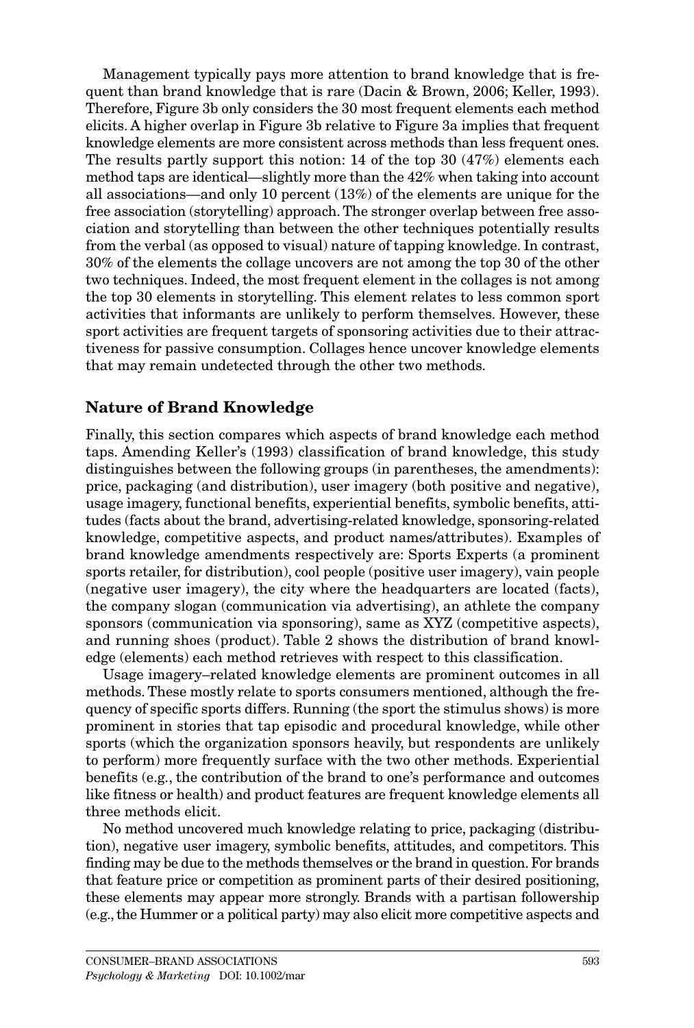Management typically pays more attention to brand knowledge that is frequent than brand knowledge that is rare (Dacin & Brown, 2006; Keller, 1993). Therefore, Figure 3b only considers the 30 most frequent elements each method elicits. A higher overlap in Figure 3b relative to Figure 3a implies that frequent knowledge elements are more consistent across methods than less frequent ones. The results partly support this notion: 14 of the top 30 (47%) elements each method taps are identical—slightly more than the 42% when taking into account all associations—and only 10 percent (13%) of the elements are unique for the free association (storytelling) approach. The stronger overlap between free association and storytelling than between the other techniques potentially results from the verbal (as opposed to visual) nature of tapping knowledge. In contrast, 30% of the elements the collage uncovers are not among the top 30 of the other two techniques. Indeed, the most frequent element in the collages is not among the top 30 elements in storytelling. This element relates to less common sport activities that informants are unlikely to perform themselves. However, these sport activities are frequent targets of sponsoring activities due to their attractiveness for passive consumption. Collages hence uncover knowledge elements that may remain undetected through the other two methods.

## Nature of Brand Knowledge

Finally, this section compares which aspects of brand knowledge each method taps. Amending Keller's (1993) classification of brand knowledge, this study distinguishes between the following groups (in parentheses, the amendments): price, packaging (and distribution), user imagery (both positive and negative), usage imagery, functional benefits, experiential benefits, symbolic benefits, attitudes (facts about the brand, advertising-related knowledge, sponsoring-related knowledge, competitive aspects, and product names/attributes). Examples of brand knowledge amendments respectively are: Sports Experts (a prominent sports retailer, for distribution), cool people (positive user imagery), vain people (negative user imagery), the city where the headquarters are located (facts), the company slogan (communication via advertising), an athlete the company sponsors (communication via sponsoring), same as XYZ (competitive aspects), and running shoes (product). Table 2 shows the distribution of brand knowledge (elements) each method retrieves with respect to this classification.

Usage imagery–related knowledge elements are prominent outcomes in all methods. These mostly relate to sports consumers mentioned, although the frequency of specific sports differs. Running (the sport the stimulus shows) is more prominent in stories that tap episodic and procedural knowledge, while other sports (which the organization sponsors heavily, but respondents are unlikely to perform) more frequently surface with the two other methods. Experiential benefits (e.g., the contribution of the brand to one's performance and outcomes like fitness or health) and product features are frequent knowledge elements all three methods elicit.

No method uncovered much knowledge relating to price, packaging (distribution), negative user imagery, symbolic benefits, attitudes, and competitors. This finding may be due to the methods themselves or the brand in question. For brands that feature price or competition as prominent parts of their desired positioning, these elements may appear more strongly. Brands with a partisan followership (e.g., the Hummer or a political party) may also elicit more competitive aspects and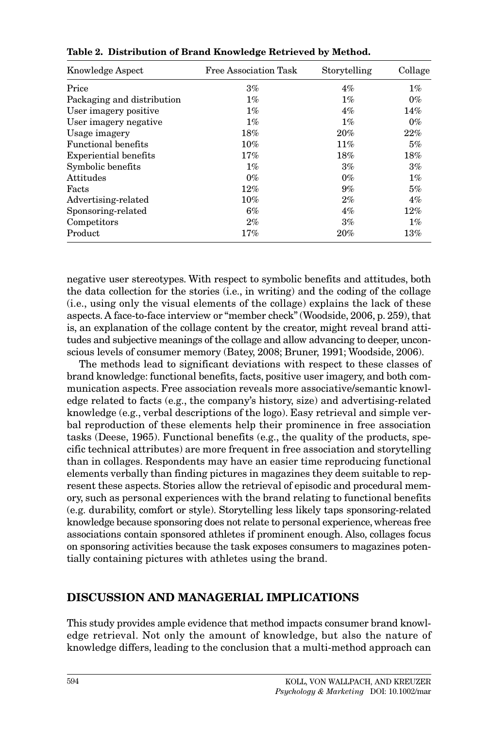**Table 2. Distribution of Brand Knowledge Retrieved by Method.**

| Knowledge Aspect | Free Association Task | Storytelling | Collage |
|---|---|---|---|
| Price | 3% | 4% | 1% |
| Packaging and distribution | 1% | 1% | 0% |
| User imagery positive | 1% | 4% | 14% |
| User imagery negative | 1% | 1% | 0% |
| Usage imagery | 18% | 20% | 22% |
| Functional benefits | 10% | 11% | 5% |
| Experiential benefits | 17% | 18% | 18% |
| Symbolic benefits | 1% | 3% | 3% |
| Attitudes | 0% | 0% | 1% |
| Facts | 12% | 9% | 5% |
| Advertising-related | 10% | 2% | 4% |
| Sponsoring-related | 6% | 4% | 12% |
| Competitors | 2% | 3% | 1% |
| Product | 17% | 20% | 13% |

negative user stereotypes. With respect to symbolic benefits and attitudes, both the data collection for the stories (i.e., in writing) and the coding of the collage (i.e., using only the visual elements of the collage) explains the lack of these aspects. A face-to-face interview or "member check" (Woodside, 2006, p. 259), that is, an explanation of the collage content by the creator, might reveal brand attitudes and subjective meanings of the collage and allow advancing to deeper, unconscious levels of consumer memory (Batey, 2008; Bruner, 1991; Woodside, 2006).

The methods lead to significant deviations with respect to these classes of brand knowledge: functional benefits, facts, positive user imagery, and both communication aspects. Free association reveals more associative/semantic knowledge related to facts (e.g., the company's history, size) and advertising-related knowledge (e.g., verbal descriptions of the logo). Easy retrieval and simple verbal reproduction of these elements help their prominence in free association tasks (Deese, 1965). Functional benefits (e.g., the quality of the products, specific technical attributes) are more frequent in free association and storytelling than in collages. Respondents may have an easier time reproducing functional elements verbally than finding pictures in magazines they deem suitable to represent these aspects. Stories allow the retrieval of episodic and procedural memory, such as personal experiences with the brand relating to functional benefits (e.g. durability, comfort or style). Storytelling less likely taps sponsoring-related knowledge because sponsoring does not relate to personal experience, whereas free associations contain sponsored athletes if prominent enough. Also, collages focus on sponsoring activities because the task exposes consumers to magazines potentially containing pictures with athletes using the brand.

## DISCUSSION AND MANAGERIAL IMPLICATIONS

This study provides ample evidence that method impacts consumer brand knowledge retrieval. Not only the amount of knowledge, but also the nature of knowledge differs, leading to the conclusion that a multi-method approach can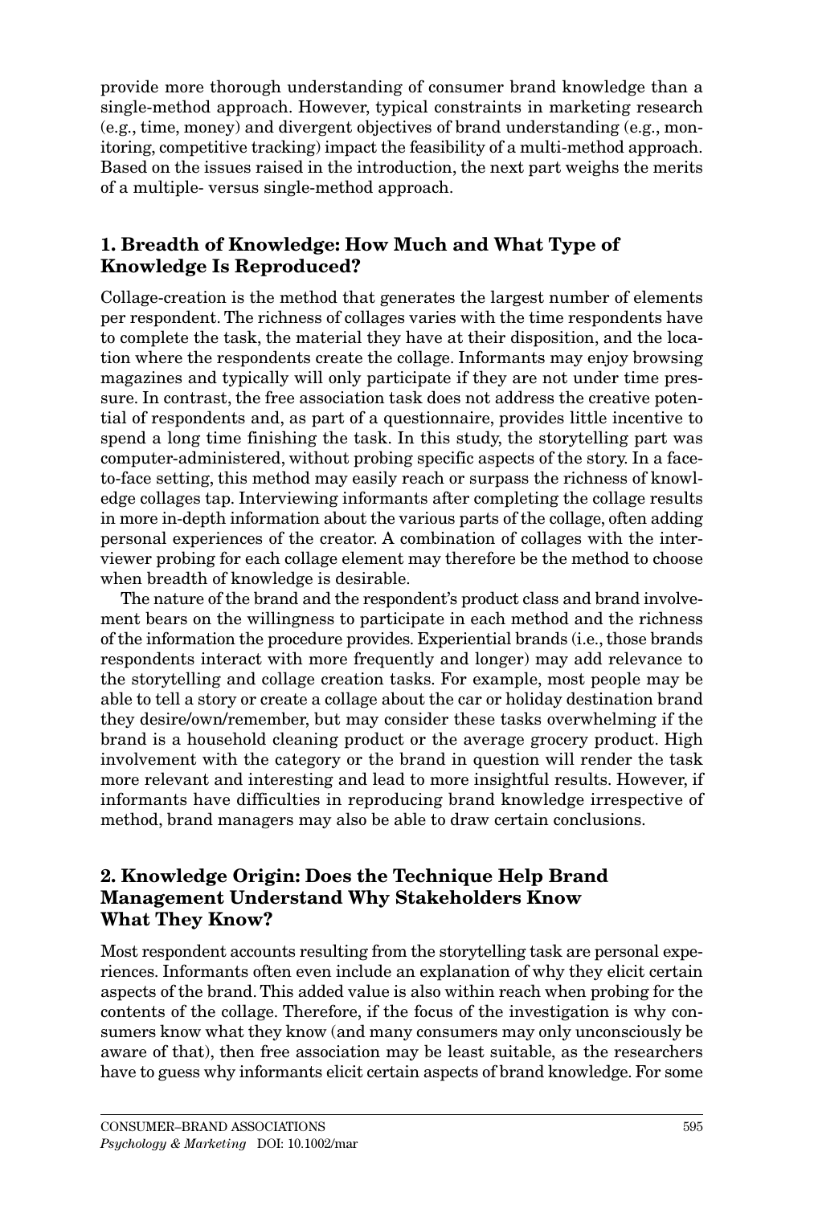provide more thorough understanding of consumer brand knowledge than a single-method approach. However, typical constraints in marketing research (e.g., time, money) and divergent objectives of brand understanding (e.g., monitoring, competitive tracking) impact the feasibility of a multi-method approach. Based on the issues raised in the introduction, the next part weighs the merits of a multiple- versus single-method approach.

## 1. Breadth of Knowledge: How Much and What Type of Knowledge Is Reproduced?

Collage-creation is the method that generates the largest number of elements per respondent. The richness of collages varies with the time respondents have to complete the task, the material they have at their disposition, and the location where the respondents create the collage. Informants may enjoy browsing magazines and typically will only participate if they are not under time pressure. In contrast, the free association task does not address the creative potential of respondents and, as part of a questionnaire, provides little incentive to spend a long time finishing the task. In this study, the storytelling part was computer-administered, without probing specific aspects of the story. In a face-to-face setting, this method may easily reach or surpass the richness of knowledge collages tap. Interviewing informants after completing the collage results in more in-depth information about the various parts of the collage, often adding personal experiences of the creator. A combination of collages with the interviewer probing for each collage element may therefore be the method to choose when breadth of knowledge is desirable.

The nature of the brand and the respondent's product class and brand involvement bears on the willingness to participate in each method and the richness of the information the procedure provides. Experiential brands (i.e., those brands respondents interact with more frequently and longer) may add relevance to the storytelling and collage creation tasks. For example, most people may be able to tell a story or create a collage about the car or holiday destination brand they desire/own/remember, but may consider these tasks overwhelming if the brand is a household cleaning product or the average grocery product. High involvement with the category or the brand in question will render the task more relevant and interesting and lead to more insightful results. However, if informants have difficulties in reproducing brand knowledge irrespective of method, brand managers may also be able to draw certain conclusions.

## 2. Knowledge Origin: Does the Technique Help Brand Management Understand Why Stakeholders Know What They Know?

Most respondent accounts resulting from the storytelling task are personal experiences. Informants often even include an explanation of why they elicit certain aspects of the brand. This added value is also within reach when probing for the contents of the collage. Therefore, if the focus of the investigation is why consumers know what they know (and many consumers may only unconsciously be aware of that), then free association may be least suitable, as the researchers have to guess why informants elicit certain aspects of brand knowledge. For some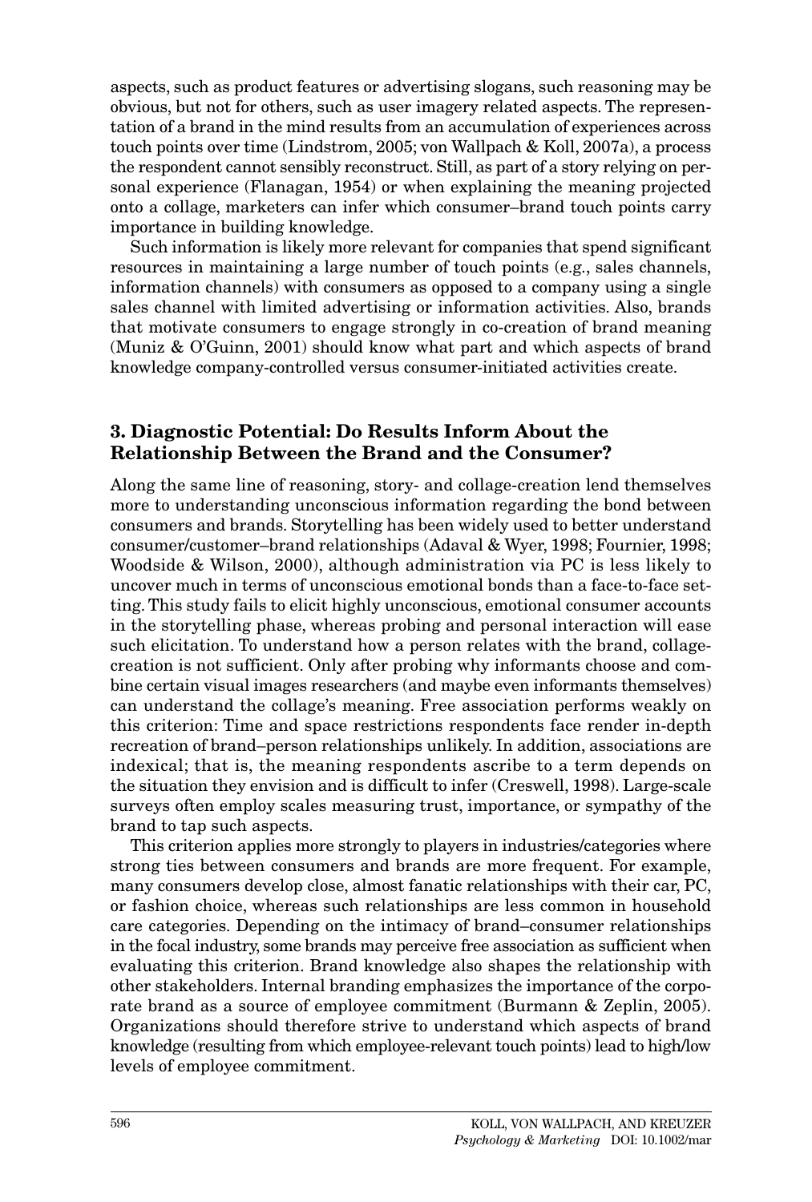aspects, such as product features or advertising slogans, such reasoning may be obvious, but not for others, such as user imagery related aspects. The representation of a brand in the mind results from an accumulation of experiences across touch points over time (Lindstrom, 2005; von Wallpach & Koll, 2007a), a process the respondent cannot sensibly reconstruct. Still, as part of a story relying on personal experience (Flanagan, 1954) or when explaining the meaning projected onto a collage, marketers can infer which consumer–brand touch points carry importance in building knowledge.

Such information is likely more relevant for companies that spend significant resources in maintaining a large number of touch points (e.g., sales channels, information channels) with consumers as opposed to a company using a single sales channel with limited advertising or information activities. Also, brands that motivate consumers to engage strongly in co-creation of brand meaning (Muniz & O'Guinn, 2001) should know what part and which aspects of brand knowledge company-controlled versus consumer-initiated activities create.

### 3. Diagnostic Potential: Do Results Inform About the Relationship Between the Brand and the Consumer?

Along the same line of reasoning, story- and collage-creation lend themselves more to understanding unconscious information regarding the bond between consumers and brands. Storytelling has been widely used to better understand consumer/customer–brand relationships (Adaval & Wyer, 1998; Fournier, 1998; Woodside & Wilson, 2000), although administration via PC is less likely to uncover much in terms of unconscious emotional bonds than a face-to-face setting. This study fails to elicit highly unconscious, emotional consumer accounts in the storytelling phase, whereas probing and personal interaction will ease such elicitation. To understand how a person relates with the brand, collage-creation is not sufficient. Only after probing why informants choose and combine certain visual images researchers (and maybe even informants themselves) can understand the collage's meaning. Free association performs weakly on this criterion: Time and space restrictions respondents face render in-depth recreation of brand–person relationships unlikely. In addition, associations are indexical; that is, the meaning respondents ascribe to a term depends on the situation they envision and is difficult to infer (Creswell, 1998). Large-scale surveys often employ scales measuring trust, importance, or sympathy of the brand to tap such aspects.

This criterion applies more strongly to players in industries/categories where strong ties between consumers and brands are more frequent. For example, many consumers develop close, almost fanatic relationships with their car, PC, or fashion choice, whereas such relationships are less common in household care categories. Depending on the intimacy of brand–consumer relationships in the focal industry, some brands may perceive free association as sufficient when evaluating this criterion. Brand knowledge also shapes the relationship with other stakeholders. Internal branding emphasizes the importance of the corporate brand as a source of employee commitment (Burmann & Zeplin, 2005). Organizations should therefore strive to understand which aspects of brand knowledge (resulting from which employee-relevant touch points) lead to high/low levels of employee commitment.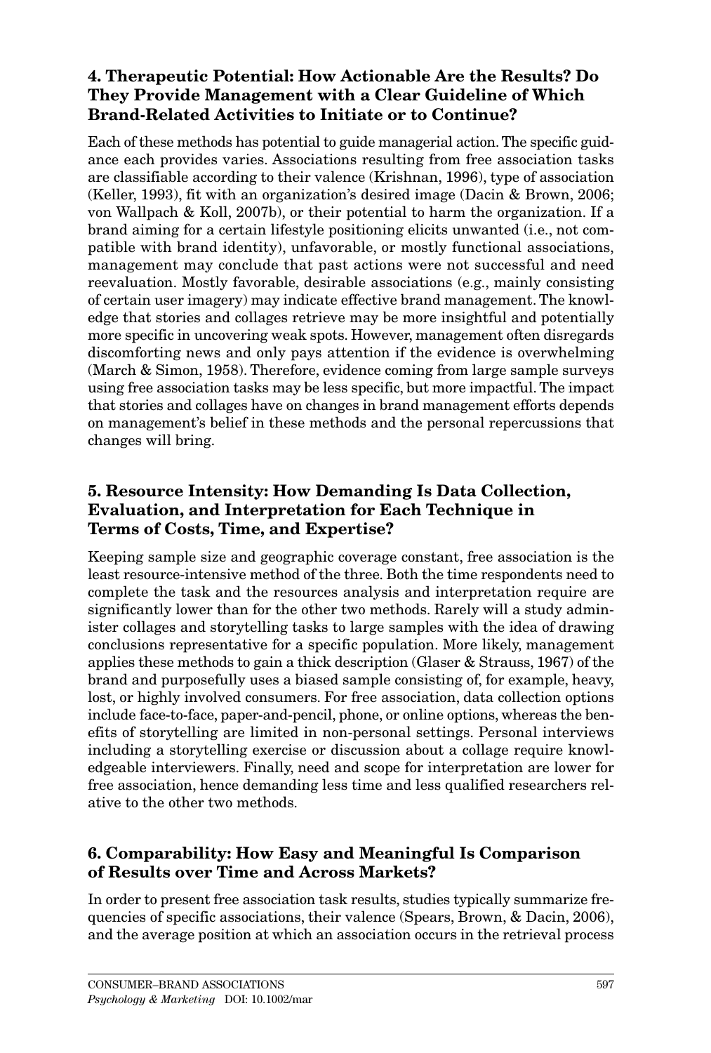### 4. Therapeutic Potential: How Actionable Are the Results? Do They Provide Management with a Clear Guideline of Which Brand-Related Activities to Initiate or to Continue?

Each of these methods has potential to guide managerial action. The specific guidance each provides varies. Associations resulting from free association tasks are classifiable according to their valence (Krishnan, 1996), type of association (Keller, 1993), fit with an organization's desired image (Dacin & Brown, 2006; von Wallpach & Koll, 2007b), or their potential to harm the organization. If a brand aiming for a certain lifestyle positioning elicits unwanted (i.e., not compatible with brand identity), unfavorable, or mostly functional associations, management may conclude that past actions were not successful and need reevaluation. Mostly favorable, desirable associations (e.g., mainly consisting of certain user imagery) may indicate effective brand management. The knowledge that stories and collages retrieve may be more insightful and potentially more specific in uncovering weak spots. However, management often disregards discomforting news and only pays attention if the evidence is overwhelming (March & Simon, 1958). Therefore, evidence coming from large sample surveys using free association tasks may be less specific, but more impactful. The impact that stories and collages have on changes in brand management efforts depends on management's belief in these methods and the personal repercussions that changes will bring.

### 5. Resource Intensity: How Demanding Is Data Collection, Evaluation, and Interpretation for Each Technique in Terms of Costs, Time, and Expertise?

Keeping sample size and geographic coverage constant, free association is the least resource-intensive method of the three. Both the time respondents need to complete the task and the resources analysis and interpretation require are significantly lower than for the other two methods. Rarely will a study administer collages and storytelling tasks to large samples with the idea of drawing conclusions representative for a specific population. More likely, management applies these methods to gain a thick description (Glaser & Strauss, 1967) of the brand and purposefully uses a biased sample consisting of, for example, heavy, lost, or highly involved consumers. For free association, data collection options include face-to-face, paper-and-pencil, phone, or online options, whereas the benefits of storytelling are limited in non-personal settings. Personal interviews including a storytelling exercise or discussion about a collage require knowledgeable interviewers. Finally, need and scope for interpretation are lower for free association, hence demanding less time and less qualified researchers relative to the other two methods.

### 6. Comparability: How Easy and Meaningful Is Comparison of Results over Time and Across Markets?

In order to present free association task results, studies typically summarize frequencies of specific associations, their valence (Spears, Brown, & Dacin, 2006), and the average position at which an association occurs in the retrieval process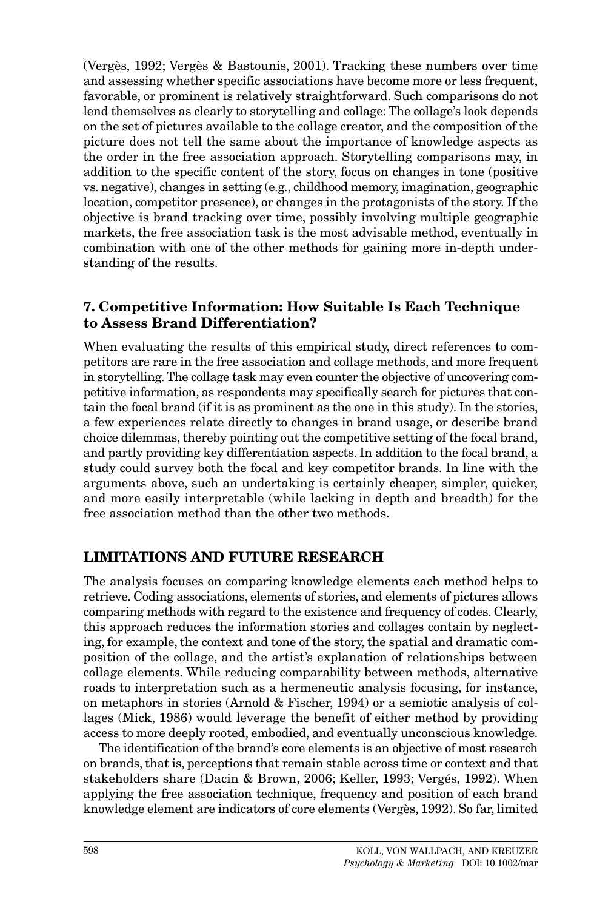(Vergès, 1992; Vergès & Bastounis, 2001). Tracking these numbers over time and assessing whether specific associations have become more or less frequent, favorable, or prominent is relatively straightforward. Such comparisons do not lend themselves as clearly to storytelling and collage: The collage's look depends on the set of pictures available to the collage creator, and the composition of the picture does not tell the same about the importance of knowledge aspects as the order in the free association approach. Storytelling comparisons may, in addition to the specific content of the story, focus on changes in tone (positive vs. negative), changes in setting (e.g., childhood memory, imagination, geographic location, competitor presence), or changes in the protagonists of the story. If the objective is brand tracking over time, possibly involving multiple geographic markets, the free association task is the most advisable method, eventually in combination with one of the other methods for gaining more in-depth understanding of the results.

### 7. Competitive Information: How Suitable Is Each Technique to Assess Brand Differentiation?

When evaluating the results of this empirical study, direct references to competitors are rare in the free association and collage methods, and more frequent in storytelling. The collage task may even counter the objective of uncovering competitive information, as respondents may specifically search for pictures that contain the focal brand (if it is as prominent as the one in this study). In the stories, a few experiences relate directly to changes in brand usage, or describe brand choice dilemmas, thereby pointing out the competitive setting of the focal brand, and partly providing key differentiation aspects. In addition to the focal brand, a study could survey both the focal and key competitor brands. In line with the arguments above, such an undertaking is certainly cheaper, simpler, quicker, and more easily interpretable (while lacking in depth and breadth) for the free association method than the other two methods.

## LIMITATIONS AND FUTURE RESEARCH

The analysis focuses on comparing knowledge elements each method helps to retrieve. Coding associations, elements of stories, and elements of pictures allows comparing methods with regard to the existence and frequency of codes. Clearly, this approach reduces the information stories and collages contain by neglecting, for example, the context and tone of the story, the spatial and dramatic composition of the collage, and the artist's explanation of relationships between collage elements. While reducing comparability between methods, alternative roads to interpretation such as a hermeneutic analysis focusing, for instance, on metaphors in stories (Arnold & Fischer, 1994) or a semiotic analysis of collages (Mick, 1986) would leverage the benefit of either method by providing access to more deeply rooted, embodied, and eventually unconscious knowledge.

The identification of the brand's core elements is an objective of most research on brands, that is, perceptions that remain stable across time or context and that stakeholders share (Dacin & Brown, 2006; Keller, 1993; Vergés, 1992). When applying the free association technique, frequency and position of each brand knowledge element are indicators of core elements (Vergès, 1992). So far, limited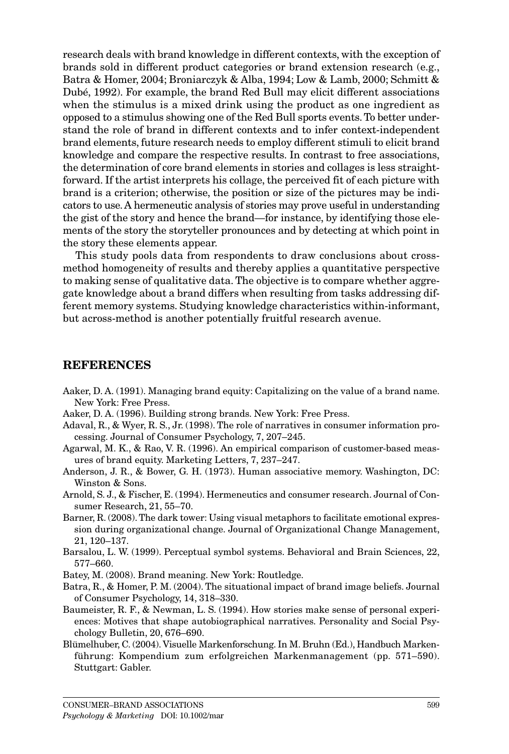research deals with brand knowledge in different contexts, with the exception of brands sold in different product categories or brand extension research (e.g., Batra & Homer, 2004; Broniarczyk & Alba, 1994; Low & Lamb, 2000; Schmitt & Dubé, 1992). For example, the brand Red Bull may elicit different associations when the stimulus is a mixed drink using the product as one ingredient as opposed to a stimulus showing one of the Red Bull sports events. To better understand the role of brand in different contexts and to infer context-independent brand elements, future research needs to employ different stimuli to elicit brand knowledge and compare the respective results. In contrast to free associations, the determination of core brand elements in stories and collages is less straightforward. If the artist interprets his collage, the perceived fit of each picture with brand is a criterion; otherwise, the position or size of the pictures may be indicators to use. A hermeneutic analysis of stories may prove useful in understanding the gist of the story and hence the brand—for instance, by identifying those elements of the story the storyteller pronounces and by detecting at which point in the story these elements appear.

This study pools data from respondents to draw conclusions about cross-method homogeneity of results and thereby applies a quantitative perspective to making sense of qualitative data. The objective is to compare whether aggregate knowledge about a brand differs when resulting from tasks addressing different memory systems. Studying knowledge characteristics within-informant, but across-method is another potentially fruitful research avenue.

## REFERENCES

Aaker, D. A. (1991). Managing brand equity: Capitalizing on the value of a brand name. New York: Free Press.

Aaker, D. A. (1996). Building strong brands. New York: Free Press.

Adaval, R., & Wyer, R. S., Jr. (1998). The role of narratives in consumer information processing. Journal of Consumer Psychology, 7, 207–245.

Agarwal, M. K., & Rao, V. R. (1996). An empirical comparison of customer-based measures of brand equity. Marketing Letters, 7, 237–247.

Anderson, J. R., & Bower, G. H. (1973). Human associative memory. Washington, DC: Winston & Sons.

Arnold, S. J., & Fischer, E. (1994). Hermeneutics and consumer research. Journal of Consumer Research, 21, 55–70.

Barner, R. (2008). The dark tower: Using visual metaphors to facilitate emotional expression during organizational change. Journal of Organizational Change Management, 21, 120–137.

Barsalou, L. W. (1999). Perceptual symbol systems. Behavioral and Brain Sciences, 22, 577–660.

Batey, M. (2008). Brand meaning. New York: Routledge.

Batra, R., & Homer, P. M. (2004). The situational impact of brand image beliefs. Journal of Consumer Psychology, 14, 318–330.

Baumeister, R. F., & Newman, L. S. (1994). How stories make sense of personal experiences: Motives that shape autobiographical narratives. Personality and Social Psychology Bulletin, 20, 676–690.

Blümelhuber, C. (2004). Visuelle Markenforschung. In M. Bruhn (Ed.), Handbuch Markenführung: Kompendium zum erfolgreichen Markenmanagement (pp. 571–590). Stuttgart: Gabler.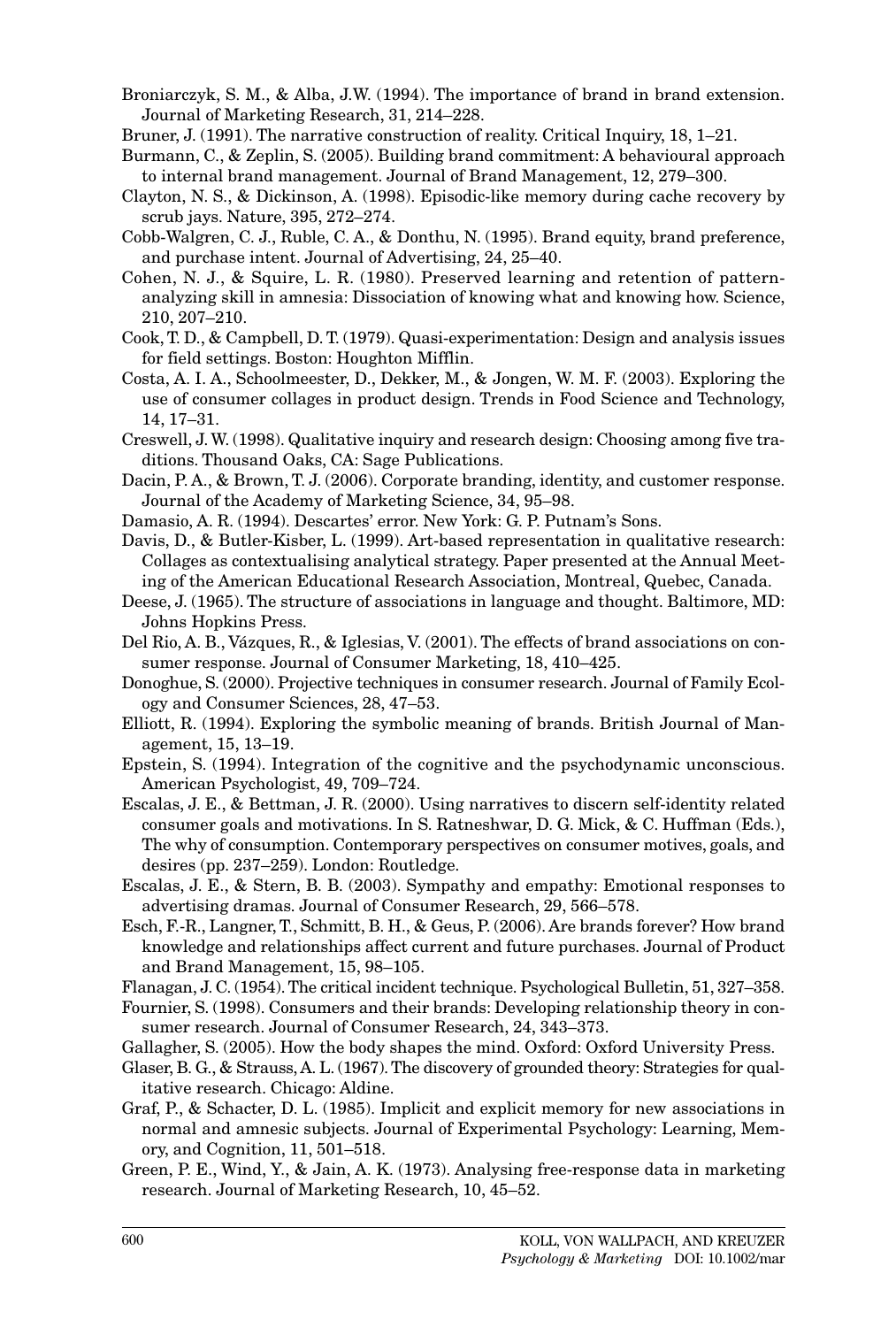Broniarczyk, S. M., & Alba, J.W. (1994). The importance of brand in brand extension. Journal of Marketing Research, 31, 214–228.

Bruner, J. (1991). The narrative construction of reality. Critical Inquiry, 18, 1–21.

Burmann, C., & Zeplin, S. (2005). Building brand commitment: A behavioural approach to internal brand management. Journal of Brand Management, 12, 279–300.

Clayton, N. S., & Dickinson, A. (1998). Episodic-like memory during cache recovery by scrub jays. Nature, 395, 272–274.

Cobb-Walgren, C. J., Ruble, C. A., & Donthu, N. (1995). Brand equity, brand preference, and purchase intent. Journal of Advertising, 24, 25–40.

Cohen, N. J., & Squire, L. R. (1980). Preserved learning and retention of pattern-analyzing skill in amnesia: Dissociation of knowing what and knowing how. Science, 210, 207–210.

Cook, T. D., & Campbell, D. T. (1979). Quasi-experimentation: Design and analysis issues for field settings. Boston: Houghton Mifflin.

Costa, A. I. A., Schoolmeester, D., Dekker, M., & Jongen, W. M. F. (2003). Exploring the use of consumer collages in product design. Trends in Food Science and Technology, 14, 17–31.

Creswell, J. W. (1998). Qualitative inquiry and research design: Choosing among five traditions. Thousand Oaks, CA: Sage Publications.

Dacin, P. A., & Brown, T. J. (2006). Corporate branding, identity, and customer response. Journal of the Academy of Marketing Science, 34, 95–98.

Damasio, A. R. (1994). Descartes' error. New York: G. P. Putnam's Sons.

Davis, D., & Butler-Kisber, L. (1999). Art-based representation in qualitative research: Collages as contextualising analytical strategy. Paper presented at the Annual Meeting of the American Educational Research Association, Montreal, Quebec, Canada.

Deese, J. (1965). The structure of associations in language and thought. Baltimore, MD: Johns Hopkins Press.

Del Rio, A. B., Vázques, R., & Iglesias, V. (2001). The effects of brand associations on consumer response. Journal of Consumer Marketing, 18, 410–425.

Donoghue, S. (2000). Projective techniques in consumer research. Journal of Family Ecology and Consumer Sciences, 28, 47–53.

Elliott, R. (1994). Exploring the symbolic meaning of brands. British Journal of Management, 15, 13–19.

Epstein, S. (1994). Integration of the cognitive and the psychodynamic unconscious. American Psychologist, 49, 709–724.

Escalas, J. E., & Bettman, J. R. (2000). Using narratives to discern self-identity related consumer goals and motivations. In S. Ratneshwar, D. G. Mick, & C. Huffman (Eds.), The why of consumption. Contemporary perspectives on consumer motives, goals, and desires (pp. 237–259). London: Routledge.

Escalas, J. E., & Stern, B. B. (2003). Sympathy and empathy: Emotional responses to advertising dramas. Journal of Consumer Research, 29, 566–578.

Esch, F.-R., Langner, T., Schmitt, B. H., & Geus, P. (2006). Are brands forever? How brand knowledge and relationships affect current and future purchases. Journal of Product and Brand Management, 15, 98–105.

Flanagan, J. C. (1954). The critical incident technique. Psychological Bulletin, 51, 327–358.

Fournier, S. (1998). Consumers and their brands: Developing relationship theory in consumer research. Journal of Consumer Research, 24, 343–373.

Gallagher, S. (2005). How the body shapes the mind. Oxford: Oxford University Press.

Glaser, B. G., & Strauss, A. L. (1967). The discovery of grounded theory: Strategies for qualitative research. Chicago: Aldine.

Graf, P., & Schacter, D. L. (1985). Implicit and explicit memory for new associations in normal and amnesic subjects. Journal of Experimental Psychology: Learning, Memory, and Cognition, 11, 501–518.

Green, P. E., Wind, Y., & Jain, A. K. (1973). Analysing free-response data in marketing research. Journal of Marketing Research, 10, 45–52.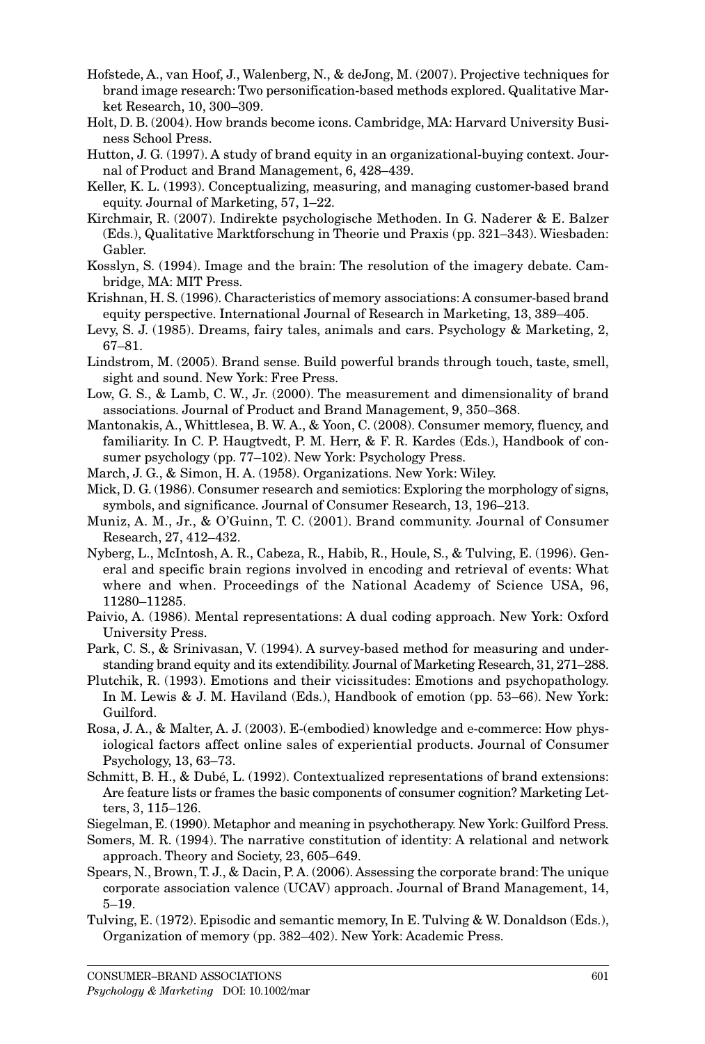Hofstede, A., van Hoof, J., Walenberg, N., & deJong, M. (2007). Projective techniques for brand image research: Two personification-based methods explored. Qualitative Market Research, 10, 300–309.

Holt, D. B. (2004). How brands become icons. Cambridge, MA: Harvard University Business School Press.

Hutton, J. G. (1997). A study of brand equity in an organizational-buying context. Journal of Product and Brand Management, 6, 428–439.

Keller, K. L. (1993). Conceptualizing, measuring, and managing customer-based brand equity. Journal of Marketing, 57, 1–22.

Kirchmair, R. (2007). Indirekte psychologische Methoden. In G. Naderer & E. Balzer (Eds.), Qualitative Marktforschung in Theorie und Praxis (pp. 321–343). Wiesbaden: Gabler.

Kosslyn, S. (1994). Image and the brain: The resolution of the imagery debate. Cambridge, MA: MIT Press.

Krishnan, H. S. (1996). Characteristics of memory associations: A consumer-based brand equity perspective. International Journal of Research in Marketing, 13, 389–405.

Levy, S. J. (1985). Dreams, fairy tales, animals and cars. Psychology & Marketing, 2, 67–81.

Lindstrom, M. (2005). Brand sense. Build powerful brands through touch, taste, smell, sight and sound. New York: Free Press.

Low, G. S., & Lamb, C. W., Jr. (2000). The measurement and dimensionality of brand associations. Journal of Product and Brand Management, 9, 350–368.

Mantonakis, A., Whittlesea, B. W. A., & Yoon, C. (2008). Consumer memory, fluency, and familiarity. In C. P. Haugtvedt, P. M. Herr, & F. R. Kardes (Eds.), Handbook of consumer psychology (pp. 77–102). New York: Psychology Press.

March, J. G., & Simon, H. A. (1958). Organizations. New York: Wiley.

Mick, D. G. (1986). Consumer research and semiotics: Exploring the morphology of signs, symbols, and significance. Journal of Consumer Research, 13, 196–213.

Muniz, A. M., Jr., & O'Guinn, T. C. (2001). Brand community. Journal of Consumer Research, 27, 412–432.

Nyberg, L., McIntosh, A. R., Cabeza, R., Habib, R., Houle, S., & Tulving, E. (1996). General and specific brain regions involved in encoding and retrieval of events: What where and when. Proceedings of the National Academy of Science USA, 96, 11280–11285.

Paivio, A. (1986). Mental representations: A dual coding approach. New York: Oxford University Press.

Park, C. S., & Srinivasan, V. (1994). A survey-based method for measuring and understanding brand equity and its extendibility. Journal of Marketing Research, 31, 271–288.

Plutchik, R. (1993). Emotions and their vicissitudes: Emotions and psychopathology. In M. Lewis & J. M. Haviland (Eds.), Handbook of emotion (pp. 53–66). New York: Guilford.

Rosa, J. A., & Malter, A. J. (2003). E-(embodied) knowledge and e-commerce: How physiological factors affect online sales of experiential products. Journal of Consumer Psychology, 13, 63–73.

Schmitt, B. H., & Dubé, L. (1992). Contextualized representations of brand extensions: Are feature lists or frames the basic components of consumer cognition? Marketing Letters, 3, 115–126.

Siegelman, E. (1990). Metaphor and meaning in psychotherapy. New York: Guilford Press.

Somers, M. R. (1994). The narrative constitution of identity: A relational and network approach. Theory and Society, 23, 605–649.

Spears, N., Brown, T. J., & Dacin, P. A. (2006). Assessing the corporate brand: The unique corporate association valence (UCAV) approach. Journal of Brand Management, 14, 5–19.

Tulving, E. (1972). Episodic and semantic memory, In E. Tulving & W. Donaldson (Eds.), Organization of memory (pp. 382–402). New York: Academic Press.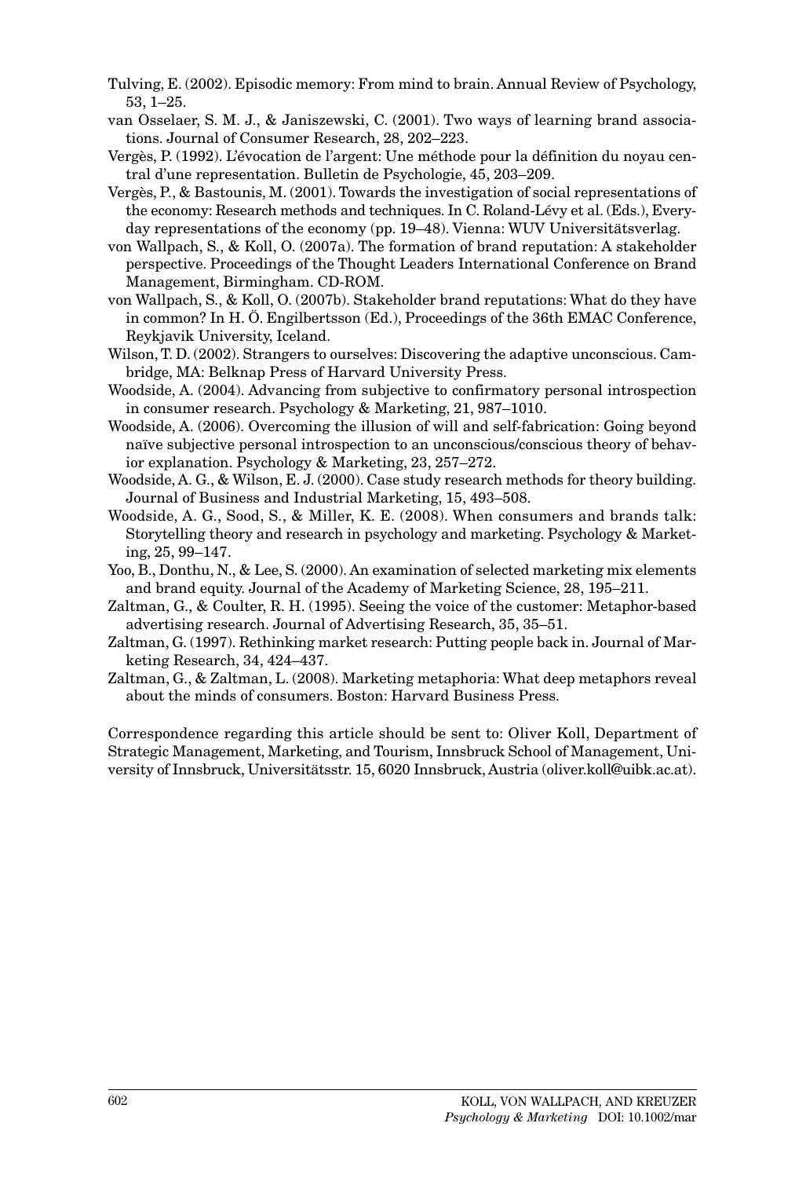Tulving, E. (2002). Episodic memory: From mind to brain. Annual Review of Psychology, 53, 1–25.

van Osselaer, S. M. J., & Janiszewski, C. (2001). Two ways of learning brand associations. Journal of Consumer Research, 28, 202–223.

Vergès, P. (1992). L'évocation de l'argent: Une méthode pour la définition du noyau central d'une representation. Bulletin de Psychologie, 45, 203–209.

Vergès, P., & Bastounis, M. (2001). Towards the investigation of social representations of the economy: Research methods and techniques. In C. Roland-Lévy et al. (Eds.), Everyday representations of the economy (pp. 19–48). Vienna: WUV Universitätsverlag.

von Wallpach, S., & Koll, O. (2007a). The formation of brand reputation: A stakeholder perspective. Proceedings of the Thought Leaders International Conference on Brand Management, Birmingham. CD-ROM.

von Wallpach, S., & Koll, O. (2007b). Stakeholder brand reputations: What do they have in common? In H. Ö. Engilbertsson (Ed.), Proceedings of the 36th EMAC Conference, Reykjavik University, Iceland.

Wilson, T. D. (2002). Strangers to ourselves: Discovering the adaptive unconscious. Cambridge, MA: Belknap Press of Harvard University Press.

Woodside, A. (2004). Advancing from subjective to confirmatory personal introspection in consumer research. Psychology & Marketing, 21, 987–1010.

Woodside, A. (2006). Overcoming the illusion of will and self-fabrication: Going beyond naïve subjective personal introspection to an unconscious/conscious theory of behavior explanation. Psychology & Marketing, 23, 257–272.

Woodside, A. G., & Wilson, E. J. (2000). Case study research methods for theory building. Journal of Business and Industrial Marketing, 15, 493–508.

Woodside, A. G., Sood, S., & Miller, K. E. (2008). When consumers and brands talk: Storytelling theory and research in psychology and marketing. Psychology & Marketing, 25, 99–147.

Yoo, B., Donthu, N., & Lee, S. (2000). An examination of selected marketing mix elements and brand equity. Journal of the Academy of Marketing Science, 28, 195–211.

Zaltman, G., & Coulter, R. H. (1995). Seeing the voice of the customer: Metaphor-based advertising research. Journal of Advertising Research, 35, 35–51.

Zaltman, G. (1997). Rethinking market research: Putting people back in. Journal of Marketing Research, 34, 424–437.

Zaltman, G., & Zaltman, L. (2008). Marketing metaphoria: What deep metaphors reveal about the minds of consumers. Boston: Harvard Business Press.

Correspondence regarding this article should be sent to: Oliver Koll, Department of Strategic Management, Marketing, and Tourism, Innsbruck School of Management, University of Innsbruck, Universitätsstr. 15, 6020 Innsbruck, Austria (oliver.koll@uibk.ac.at).